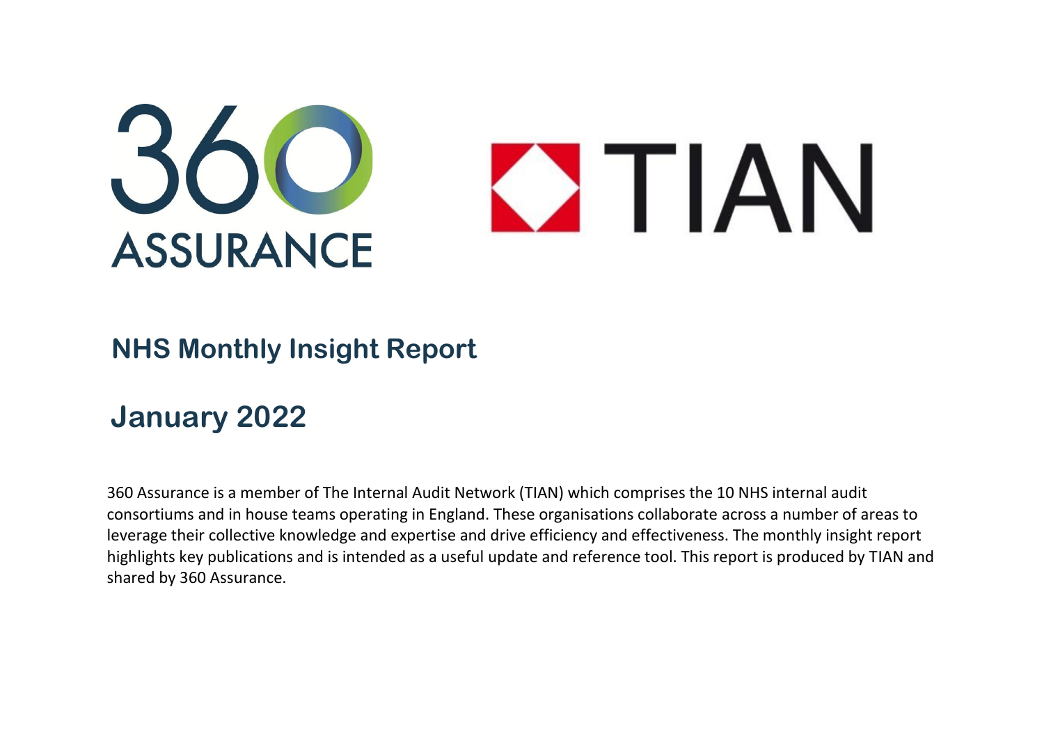# NHS Monthly Insight Report

## January 2022

360 Assurance is a member of The Internal Audit Network (TIAN) which comprises the 10 NHS internal audit consortiums and in house teams operating in England. These organisations collaborate across a number of areas to leverage their collective knowledge and expertise and drive efficiency and effectiveness. The monthly insight report highlights key publications and is intended as a useful update and reference tool. This report is produced by TIAN and shared by 360 Assurance.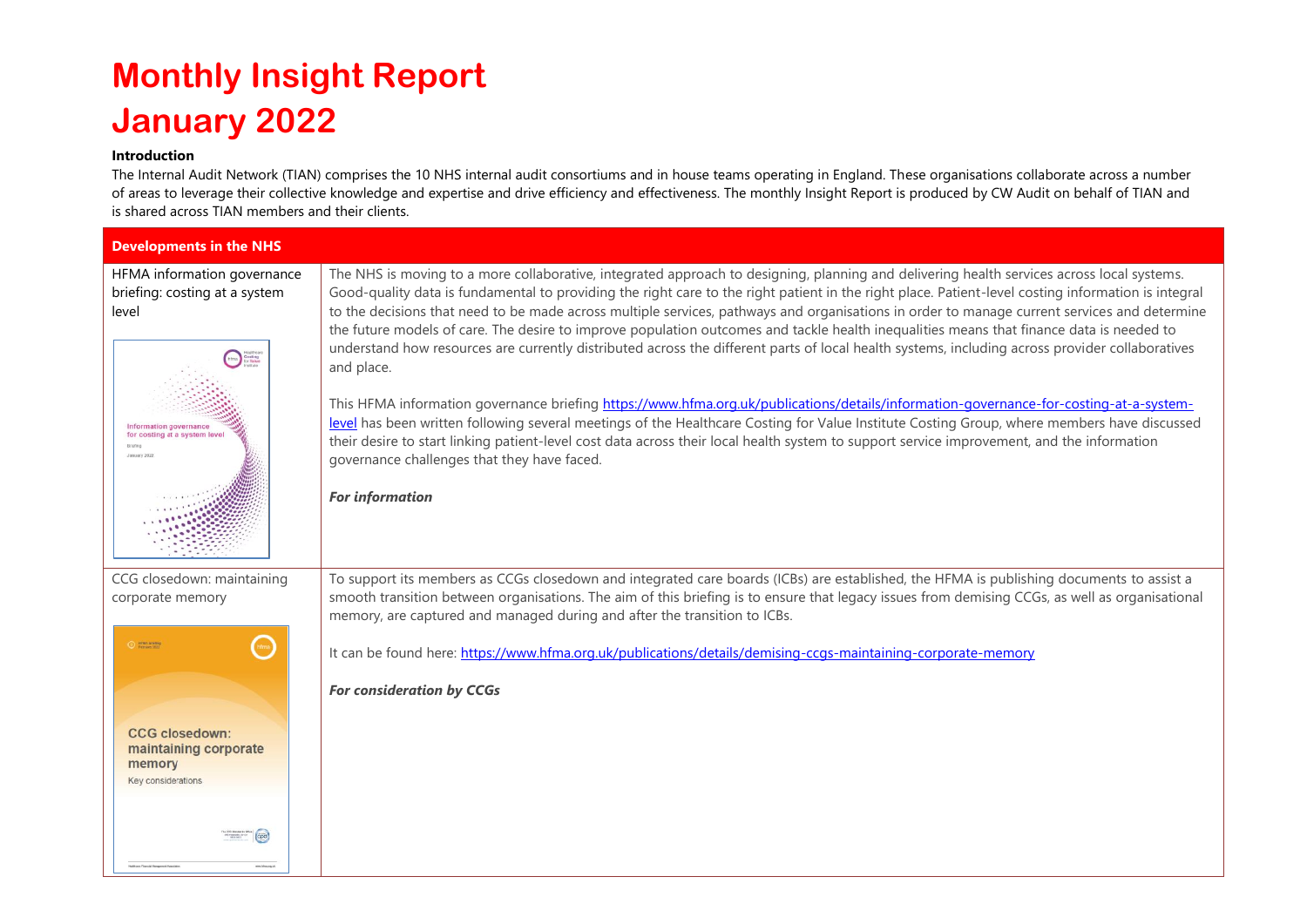# Monthly Insight Report
# January 2022

**Introduction**

The Internal Audit Network (TIAN) comprises the 10 NHS internal audit consortiums and in house teams operating in England. These organisations collaborate across a number of areas to leverage their collective knowledge and expertise and drive efficiency and effectiveness. The monthly Insight Report is produced by CW Audit on behalf of TIAN and is shared across TIAN members and their clients.

| Developments in the NHS | |
|---|---|
| HFMA information governance briefing: costing at a system level | The NHS is moving to a more collaborative, integrated approach to designing, planning and delivering health services across local systems. Good-quality data is fundamental to providing the right care to the right patient in the right place. Patient-level costing information is integral to the decisions that need to be made across multiple services, pathways and organisations in order to manage current services and determine the future models of care. The desire to improve population outcomes and tackle health inequalities means that finance data is needed to understand how resources are currently distributed across the different parts of local health systems, including across provider collaboratives and place.<br><br>This HFMA information governance briefing https://www.hfma.org.uk/publications/details/information-governance-for-costing-at-a-system-level has been written following several meetings of the Healthcare Costing for Value Institute Costing Group, where members have discussed their desire to start linking patient-level cost data across their local health system to support service improvement, and the information governance challenges that they have faced.<br><br>***For information*** |
| CCG closedown: maintaining corporate memory | To support its members as CCGs closedown and integrated care boards (ICBs) are established, the HFMA is publishing documents to assist a smooth transition between organisations. The aim of this briefing is to ensure that legacy issues from demising CCGs, as well as organisational memory, are captured and managed during and after the transition to ICBs.<br><br>It can be found here: https://www.hfma.org.uk/publications/details/demising-ccgs-maintaining-corporate-memory<br><br>***For consideration by CCGs*** |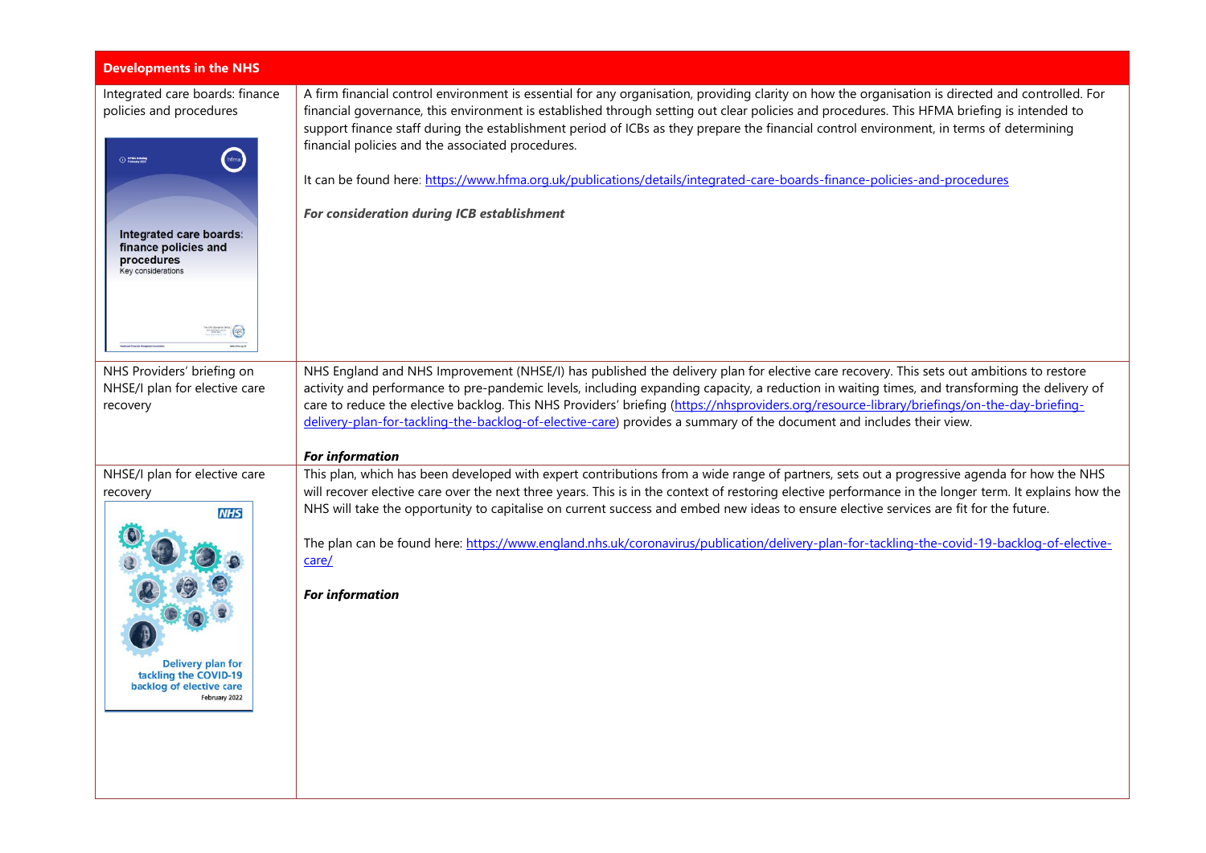| Developments in the NHS | |
|---|---|
| Integrated care boards: finance policies and procedures | A firm financial control environment is essential for any organisation, providing clarity on how the organisation is directed and controlled. For financial governance, this environment is established through setting out clear policies and procedures. This HFMA briefing is intended to support finance staff during the establishment period of ICBs as they prepare the financial control environment, in terms of determining financial policies and the associated procedures.<br><br>It can be found here: https://www.hfma.org.uk/publications/details/integrated-care-boards-finance-policies-and-procedures<br><br>***For consideration during ICB establishment*** |
| NHS Providers' briefing on NHSE/I plan for elective care recovery | NHS England and NHS Improvement (NHSE/I) has published the delivery plan for elective care recovery. This sets out ambitions to restore activity and performance to pre-pandemic levels, including expanding capacity, a reduction in waiting times, and transforming the delivery of care to reduce the elective backlog. This NHS Providers' briefing (https://nhsproviders.org/resource-library/briefings/on-the-day-briefing-delivery-plan-for-tackling-the-backlog-of-elective-care) provides a summary of the document and includes their view.<br><br>***For information*** |
| NHSE/I plan for elective care recovery | This plan, which has been developed with expert contributions from a wide range of partners, sets out a progressive agenda for how the NHS will recover elective care over the next three years. This is in the context of restoring elective performance in the longer term. It explains how the NHS will take the opportunity to capitalise on current success and embed new ideas to ensure elective services are fit for the future.<br><br>The plan can be found here: https://www.england.nhs.uk/coronavirus/publication/delivery-plan-for-tackling-the-covid-19-backlog-of-elective-care/<br><br>***For information*** |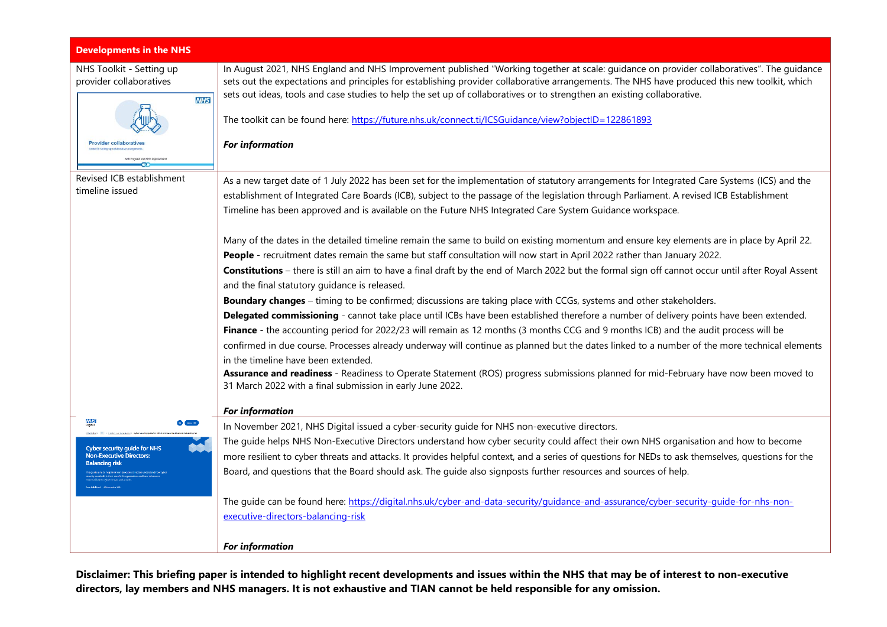| Developments in the NHS | |
|---|---|
| NHS Toolkit - Setting up provider collaboratives | In August 2021, NHS England and NHS Improvement published "Working together at scale: guidance on provider collaboratives". The guidance sets out the expectations and principles for establishing provider collaborative arrangements. The NHS have produced this new toolkit, which sets out ideas, tools and case studies to help the set up of collaboratives or to strengthen an existing collaborative.<br><br>The toolkit can be found here: https://future.nhs.uk/connect.ti/ICSGuidance/view?objectID=122861893<br><br>***For information*** |
| Revised ICB establishment timeline issued | As a new target date of 1 July 2022 has been set for the implementation of statutory arrangements for Integrated Care Systems (ICS) and the establishment of Integrated Care Boards (ICB), subject to the passage of the legislation through Parliament. A revised ICB Establishment Timeline has been approved and is available on the Future NHS Integrated Care System Guidance workspace.<br><br>Many of the dates in the detailed timeline remain the same to build on existing momentum and ensure key elements are in place by April 22.<br>**People** - recruitment dates remain the same but staff consultation will now start in April 2022 rather than January 2022.<br>**Constitutions** – there is still an aim to have a final draft by the end of March 2022 but the formal sign off cannot occur until after Royal Assent and the final statutory guidance is released.<br>**Boundary changes** – timing to be confirmed; discussions are taking place with CCGs, systems and other stakeholders.<br>**Delegated commissioning** - cannot take place until ICBs have been established therefore a number of delivery points have been extended.<br>**Finance** - the accounting period for 2022/23 will remain as 12 months (3 months CCG and 9 months ICB) and the audit process will be confirmed in due course. Processes already underway will continue as planned but the dates linked to a number of the more technical elements in the timeline have been extended.<br>**Assurance and readiness** - Readiness to Operate Statement (ROS) progress submissions planned for mid-February have now been moved to 31 March 2022 with a final submission in early June 2022.<br><br>***For information*** |
| Cyber security guide for NHS Non-Executive Directors: Balancing risk | In November 2021, NHS Digital issued a cyber-security guide for NHS non-executive directors.<br>The guide helps NHS Non-Executive Directors understand how cyber security could affect their own NHS organisation and how to become more resilient to cyber threats and attacks. It provides helpful context, and a series of questions for NEDs to ask themselves, questions for the Board, and questions that the Board should ask. The guide also signposts further resources and sources of help.<br><br>The guide can be found here: https://digital.nhs.uk/cyber-and-data-security/guidance-and-assurance/cyber-security-guide-for-nhs-non-executive-directors-balancing-risk<br><br>***For information*** |

**Disclaimer: This briefing paper is intended to highlight recent developments and issues within the NHS that may be of interest to non-executive directors, lay members and NHS managers. It is not exhaustive and TIAN cannot be held responsible for any omission.**